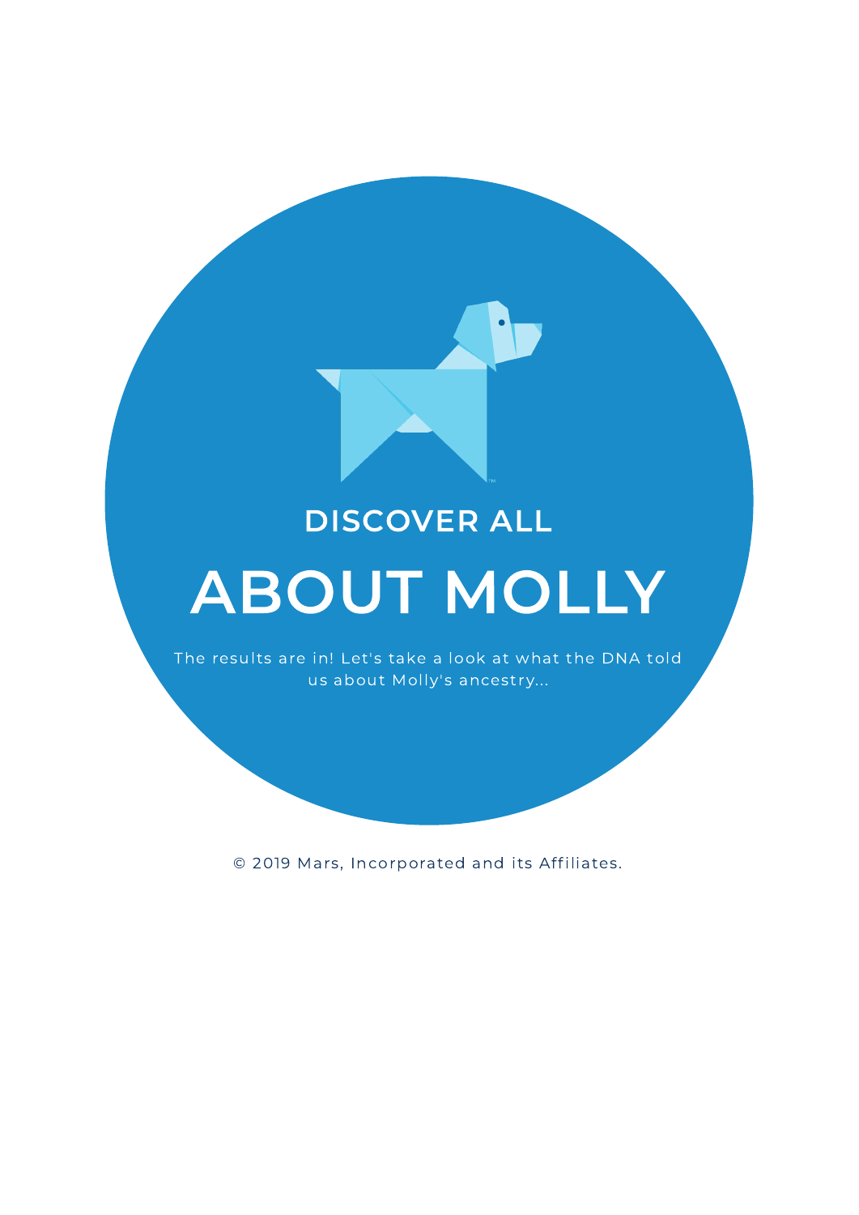## DISCOVER ALL

# ABOUT MOLLY

The results are in! Let's take a look at what the DNA told us about Molly's ancestry...

© 2019 Mars, Incorporated and its Affiliates.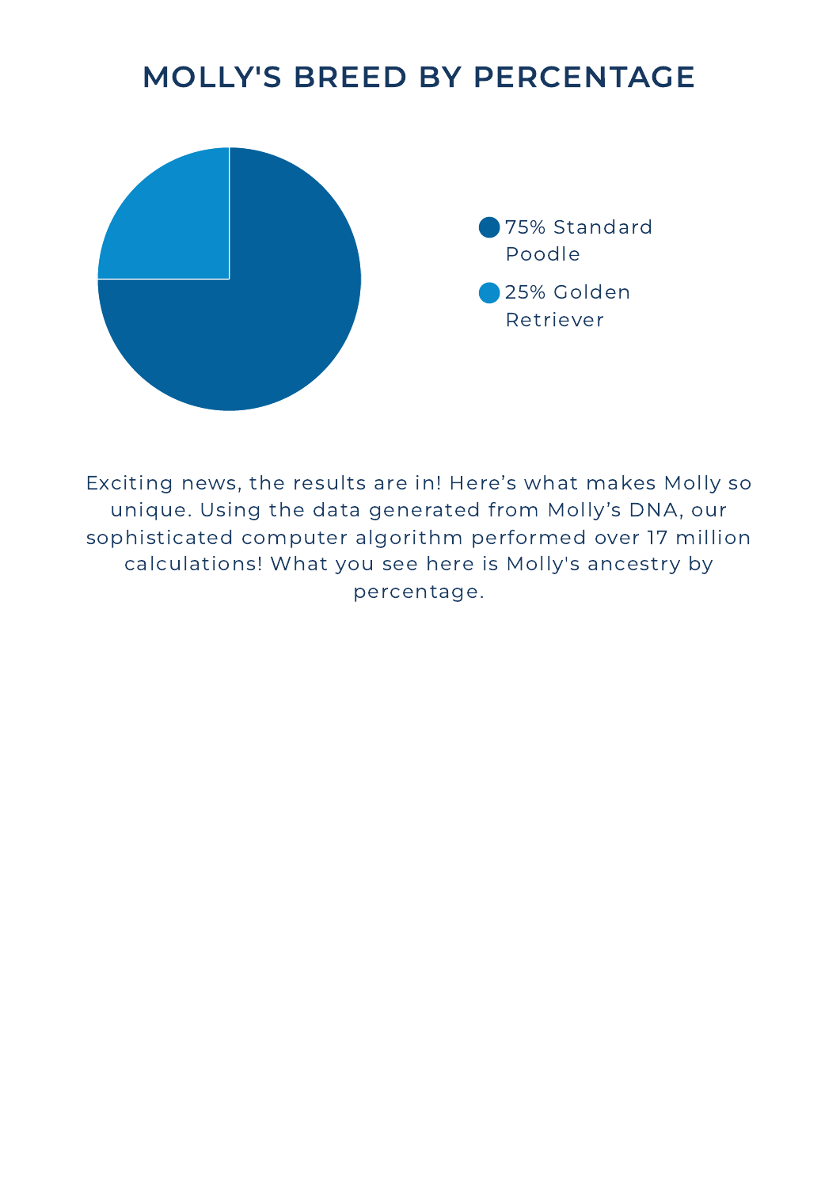# MOLLY'S BREED BY PERCENTAGE

- 75% Standard Poodle
- 25% Golden Retriever

Exciting news, the results are in! Here's what makes Molly so unique. Using the data generated from Molly's DNA, our sophisticated computer algorithm performed over 17 million calculations! What you see here is Molly's ancestry by percentage.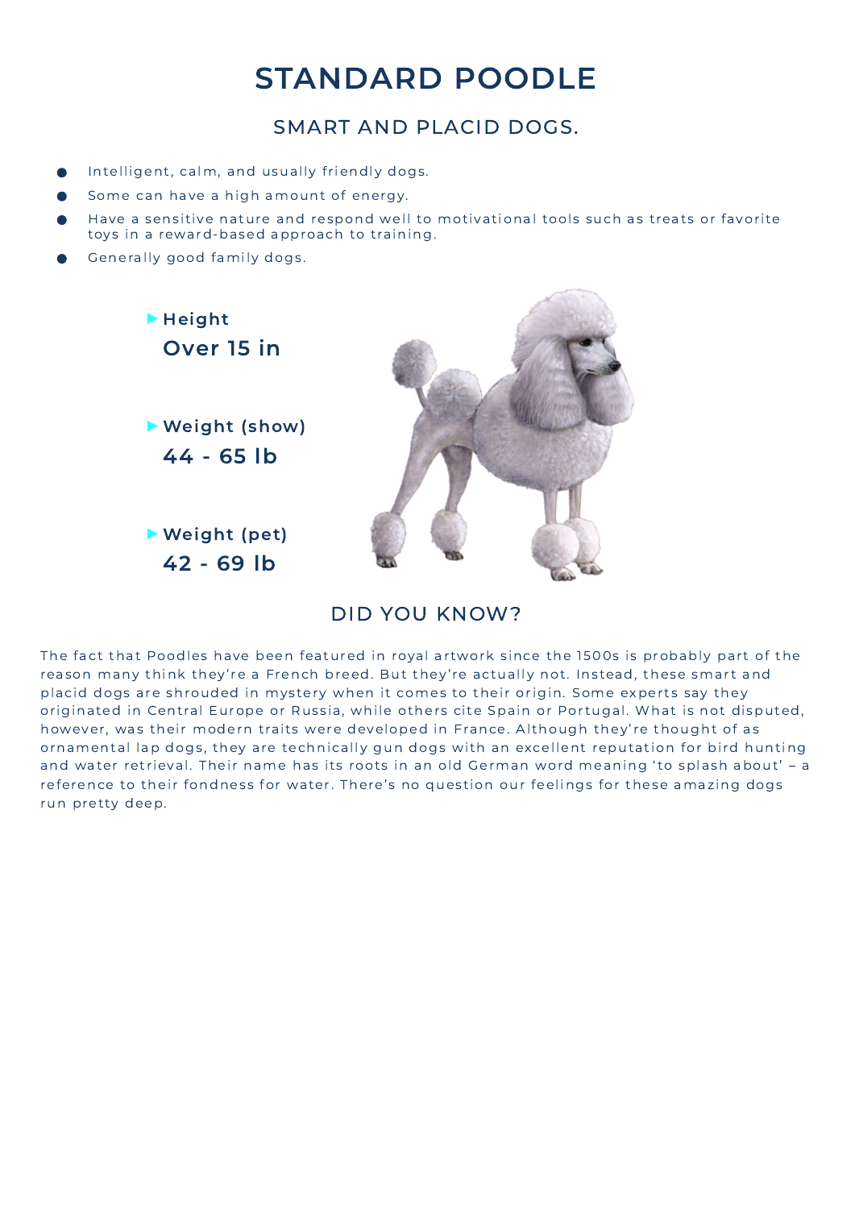# STANDARD POODLE

## SMART AND PLACID DOGS.

- Intelligent, calm, and usually friendly dogs.
- Some can have a high amount of energy.
- Have a sensitive nature and respond well to motivational tools such as treats or favorite toys in a reward-based approach to training.
- Generally good family dogs.

**Height**
**Over 15 in**

**Weight (show)**
**44 - 65 lb**

**Weight (pet)**
**42 - 69 lb**

## DID YOU KNOW?

The fact that Poodles have been featured in royal artwork since the 1500s is probably part of the reason many think they're a French breed. But they're actually not. Instead, these smart and placid dogs are shrouded in mystery when it comes to their origin. Some experts say they originated in Central Europe or Russia, while others cite Spain or Portugal. What is not disputed, however, was their modern traits were developed in France. Although they're thought of as ornamental lap dogs, they are technically gun dogs with an excellent reputation for bird hunting and water retrieval. Their name has its roots in an old German word meaning 'to splash about' – a reference to their fondness for water. There's no question our feelings for these amazing dogs run pretty deep.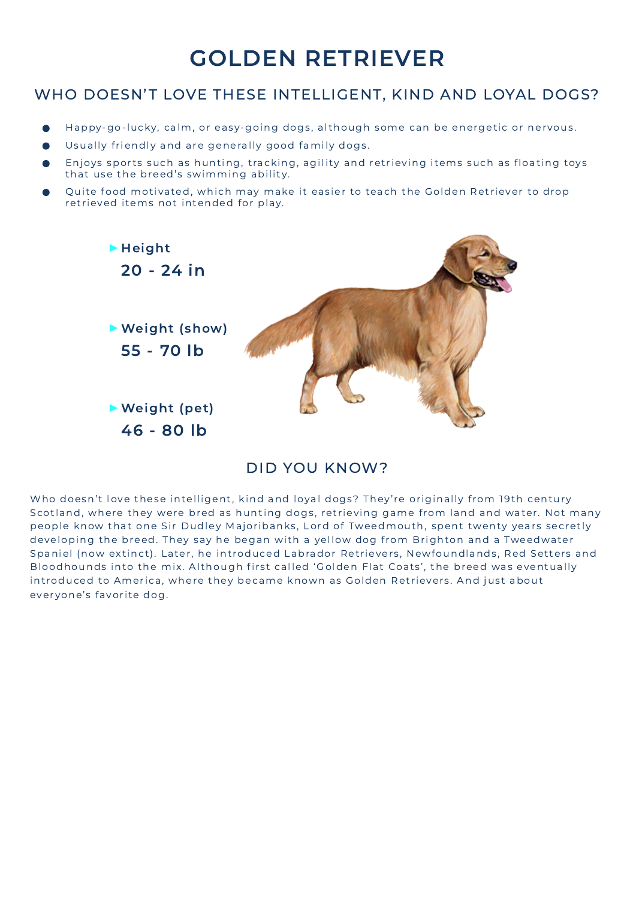# GOLDEN RETRIEVER

## WHO DOESN'T LOVE THESE INTELLIGENT, KIND AND LOYAL DOGS?

- Happy-go-lucky, calm, or easy-going dogs, although some can be energetic or nervous.
- Usually friendly and are generally good family dogs.
- Enjoys sports such as hunting, tracking, agility and retrieving items such as floating toys that use the breed's swimming ability.
- Quite food motivated, which may make it easier to teach the Golden Retriever to drop retrieved items not intended for play.

**Height**
**20 - 24 in**

**Weight (show)**
**55 - 70 lb**

**Weight (pet)**
**46 - 80 lb**

## DID YOU KNOW?

Who doesn't love these intelligent, kind and loyal dogs? They're originally from 19th century Scotland, where they were bred as hunting dogs, retrieving game from land and water. Not many people know that one Sir Dudley Majoribanks, Lord of Tweedmouth, spent twenty years secretly developing the breed. They say he began with a yellow dog from Brighton and a Tweedwater Spaniel (now extinct). Later, he introduced Labrador Retrievers, Newfoundlands, Red Setters and Bloodhounds into the mix. Although first called 'Golden Flat Coats', the breed was eventually introduced to America, where they became known as Golden Retrievers. And just about everyone's favorite dog.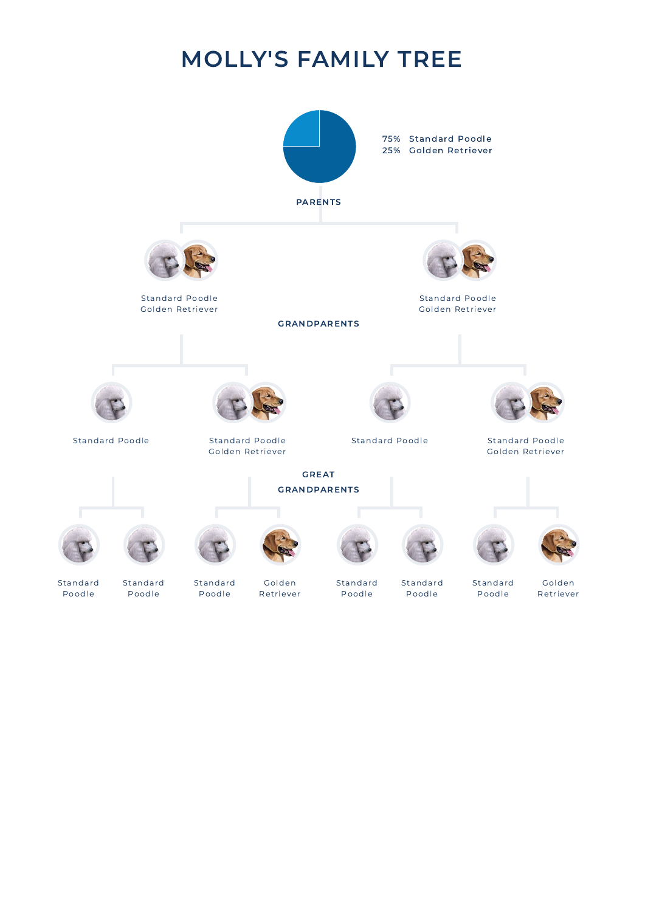# MOLLY'S FAMILY TREE

75% Standard Poodle
25% Golden Retriever

## PARENTS

- Standard Poodle / Golden Retriever
- Standard Poodle / Golden Retriever

## GRANDPARENTS

- Standard Poodle
- Standard Poodle / Golden Retriever
- Standard Poodle
- Standard Poodle / Golden Retriever

## GREAT GRANDPARENTS

- Standard Poodle
- Standard Poodle
- Standard Poodle
- Golden Retriever
- Standard Poodle
- Standard Poodle
- Standard Poodle
- Golden Retriever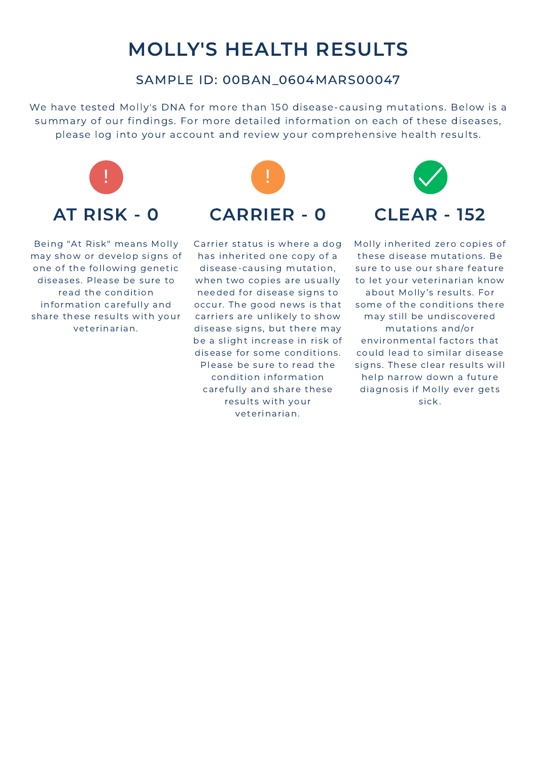# MOLLY'S HEALTH RESULTS

## SAMPLE ID: 00BAN_0604MARS00047

We have tested Molly's DNA for more than 150 disease-causing mutations. Below is a summary of our findings. For more detailed information on each of these diseases, please log into your account and review your comprehensive health results.

### AT RISK - 0

Being "At Risk" means Molly may show or develop signs of one of the following genetic diseases. Please be sure to read the condition information carefully and share these results with your veterinarian.

### CARRIER - 0

Carrier status is where a dog has inherited one copy of a disease-causing mutation, when two copies are usually needed for disease signs to occur. The good news is that carriers are unlikely to show disease signs, but there may be a slight increase in risk of disease for some conditions. Please be sure to read the condition information carefully and share these results with your veterinarian.

### CLEAR - 152

Molly inherited zero copies of these disease mutations. Be sure to use our share feature to let your veterinarian know about Molly's results. For some of the conditions there may still be undiscovered mutations and/or environmental factors that could lead to similar disease signs. These clear results will help narrow down a future diagnosis if Molly ever gets sick.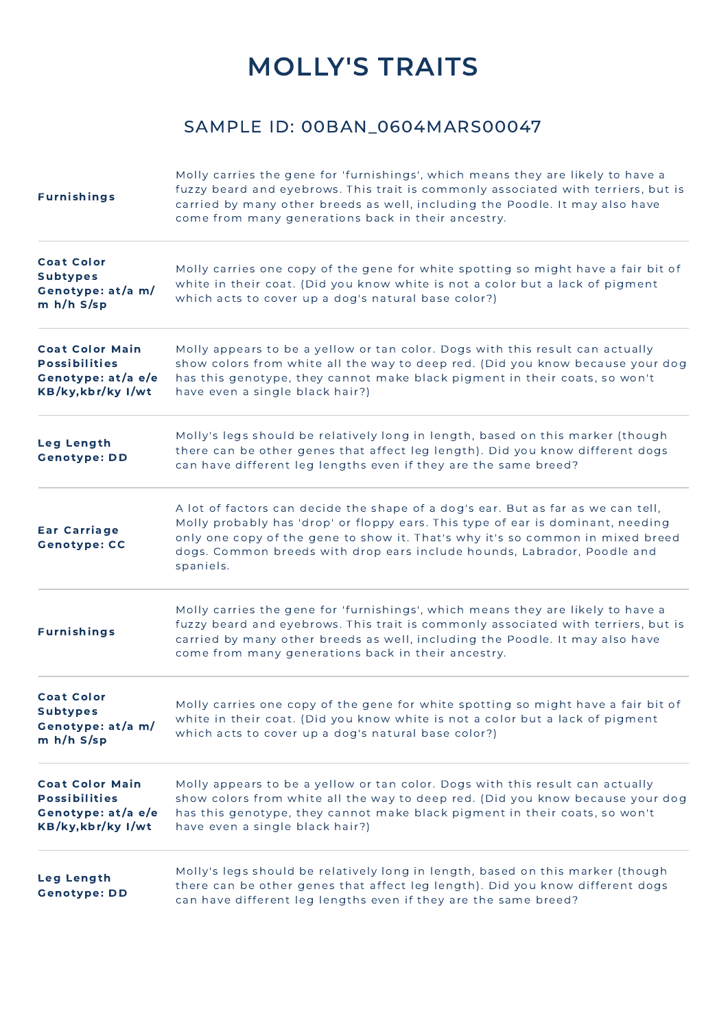# MOLLY'S TRAITS

## SAMPLE ID: 00BAN_0604MARS00047

| | |
|---|---|
| **Furnishings** | Molly carries the gene for 'furnishings', which means they are likely to have a fuzzy beard and eyebrows. This trait is commonly associated with terriers, but is carried by many other breeds as well, including the Poodle. It may also have come from many generations back in their ancestry. |
| **Coat Color Subtypes Genotype: at/a m/m h/h S/sp** | Molly carries one copy of the gene for white spotting so might have a fair bit of white in their coat. (Did you know white is not a color but a lack of pigment which acts to cover up a dog's natural base color?) |
| **Coat Color Main Possibilities Genotype: at/a e/e KB/ky,kbr/ky I/wt** | Molly appears to be a yellow or tan color. Dogs with this result can actually show colors from white all the way to deep red. (Did you know because your dog has this genotype, they cannot make black pigment in their coats, so won't have even a single black hair?) |
| **Leg Length Genotype: DD** | Molly's legs should be relatively long in length, based on this marker (though there can be other genes that affect leg length). Did you know different dogs can have different leg lengths even if they are the same breed? |
| **Ear Carriage Genotype: CC** | A lot of factors can decide the shape of a dog's ear. But as far as we can tell, Molly probably has 'drop' or floppy ears. This type of ear is dominant, needing only one copy of the gene to show it. That's why it's so common in mixed breed dogs. Common breeds with drop ears include hounds, Labrador, Poodle and spaniels. |
| **Furnishings** | Molly carries the gene for 'furnishings', which means they are likely to have a fuzzy beard and eyebrows. This trait is commonly associated with terriers, but is carried by many other breeds as well, including the Poodle. It may also have come from many generations back in their ancestry. |
| **Coat Color Subtypes Genotype: at/a m/m h/h S/sp** | Molly carries one copy of the gene for white spotting so might have a fair bit of white in their coat. (Did you know white is not a color but a lack of pigment which acts to cover up a dog's natural base color?) |
| **Coat Color Main Possibilities Genotype: at/a e/e KB/ky,kbr/ky I/wt** | Molly appears to be a yellow or tan color. Dogs with this result can actually show colors from white all the way to deep red. (Did you know because your dog has this genotype, they cannot make black pigment in their coats, so won't have even a single black hair?) |
| **Leg Length Genotype: DD** | Molly's legs should be relatively long in length, based on this marker (though there can be other genes that affect leg length). Did you know different dogs can have different leg lengths even if they are the same breed? |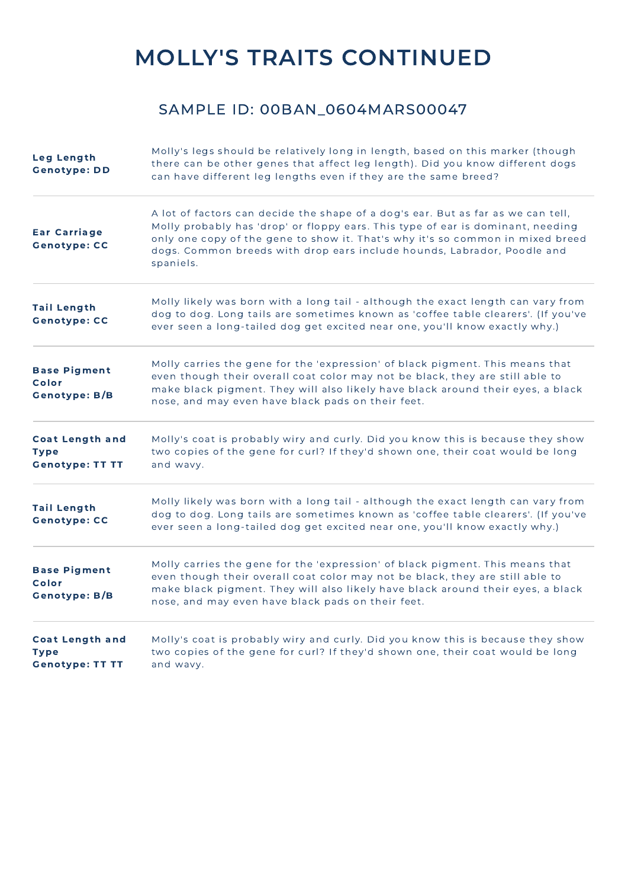# MOLLY'S TRAITS CONTINUED

## SAMPLE ID: 00BAN_0604MARS00047

| | |
|---|---|
| **Leg Length Genotype: DD** | Molly's legs should be relatively long in length, based on this marker (though there can be other genes that affect leg length). Did you know different dogs can have different leg lengths even if they are the same breed? |
| **Ear Carriage Genotype: CC** | A lot of factors can decide the shape of a dog's ear. But as far as we can tell, Molly probably has 'drop' or floppy ears. This type of ear is dominant, needing only one copy of the gene to show it. That's why it's so common in mixed breed dogs. Common breeds with drop ears include hounds, Labrador, Poodle and spaniels. |
| **Tail Length Genotype: CC** | Molly likely was born with a long tail - although the exact length can vary from dog to dog. Long tails are sometimes known as 'coffee table clearers'. (If you've ever seen a long-tailed dog get excited near one, you'll know exactly why.) |
| **Base Pigment Color Genotype: B/B** | Molly carries the gene for the 'expression' of black pigment. This means that even though their overall coat color may not be black, they are still able to make black pigment. They will also likely have black around their eyes, a black nose, and may even have black pads on their feet. |
| **Coat Length and Type Genotype: TT TT** | Molly's coat is probably wiry and curly. Did you know this is because they show two copies of the gene for curl? If they'd shown one, their coat would be long and wavy. |
| **Tail Length Genotype: CC** | Molly likely was born with a long tail - although the exact length can vary from dog to dog. Long tails are sometimes known as 'coffee table clearers'. (If you've ever seen a long-tailed dog get excited near one, you'll know exactly why.) |
| **Base Pigment Color Genotype: B/B** | Molly carries the gene for the 'expression' of black pigment. This means that even though their overall coat color may not be black, they are still able to make black pigment. They will also likely have black around their eyes, a black nose, and may even have black pads on their feet. |
| **Coat Length and Type Genotype: TT TT** | Molly's coat is probably wiry and curly. Did you know this is because they show two copies of the gene for curl? If they'd shown one, their coat would be long and wavy. |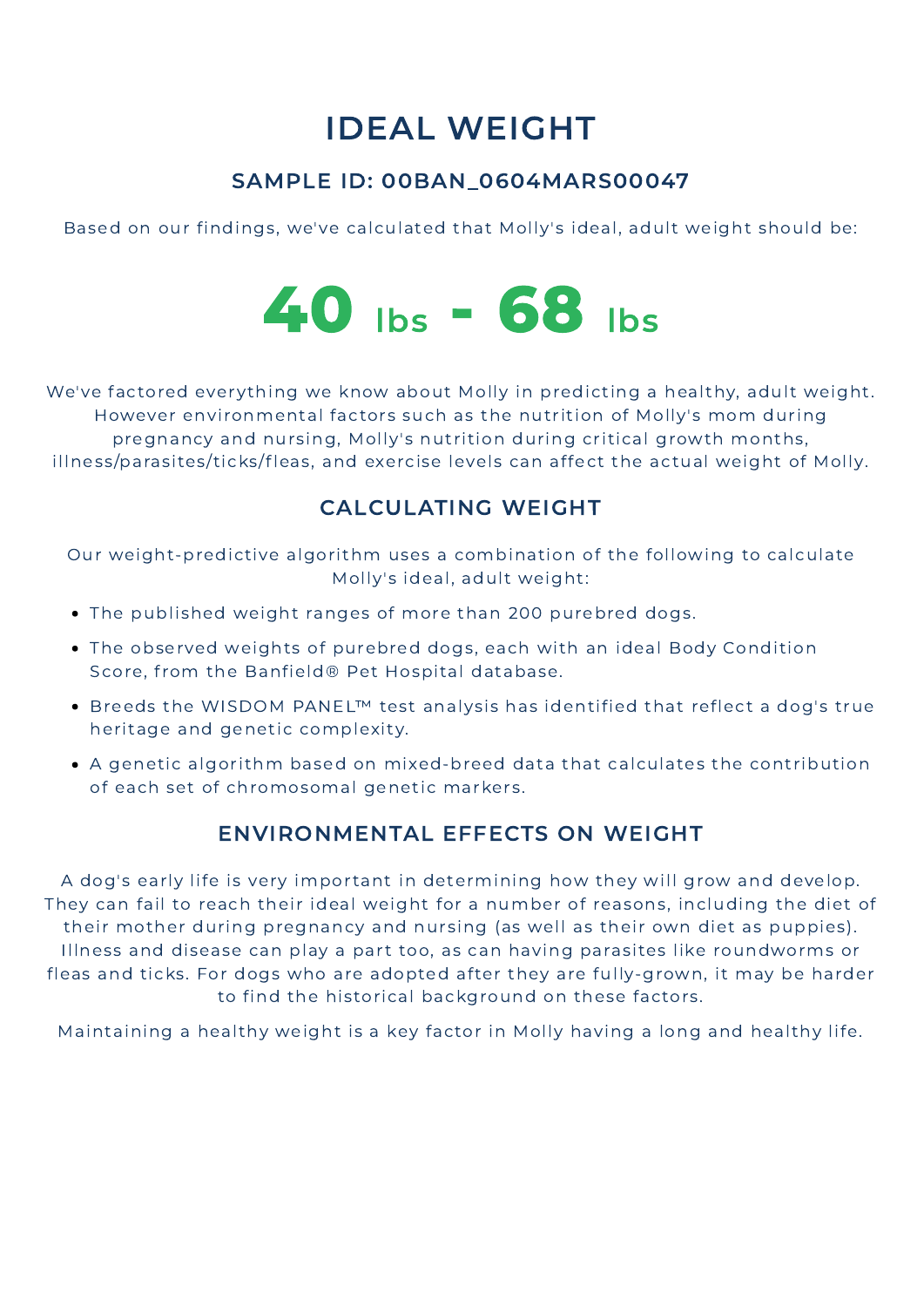# IDEAL WEIGHT

## SAMPLE ID: 00BAN_0604MARS00047

Based on our findings, we've calculated that Molly's ideal, adult weight should be:

**40 lbs - 68 lbs**

We've factored everything we know about Molly in predicting a healthy, adult weight. However environmental factors such as the nutrition of Molly's mom during pregnancy and nursing, Molly's nutrition during critical growth months, illness/parasites/ticks/fleas, and exercise levels can affect the actual weight of Molly.

## CALCULATING WEIGHT

Our weight-predictive algorithm uses a combination of the following to calculate Molly's ideal, adult weight:

- The published weight ranges of more than 200 purebred dogs.
- The observed weights of purebred dogs, each with an ideal Body Condition Score, from the Banfield® Pet Hospital database.
- Breeds the WISDOM PANEL™ test analysis has identified that reflect a dog's true heritage and genetic complexity.
- A genetic algorithm based on mixed-breed data that calculates the contribution of each set of chromosomal genetic markers.

## ENVIRONMENTAL EFFECTS ON WEIGHT

A dog's early life is very important in determining how they will grow and develop. They can fail to reach their ideal weight for a number of reasons, including the diet of their mother during pregnancy and nursing (as well as their own diet as puppies). Illness and disease can play a part too, as can having parasites like roundworms or fleas and ticks. For dogs who are adopted after they are fully-grown, it may be harder to find the historical background on these factors.

Maintaining a healthy weight is a key factor in Molly having a long and healthy life.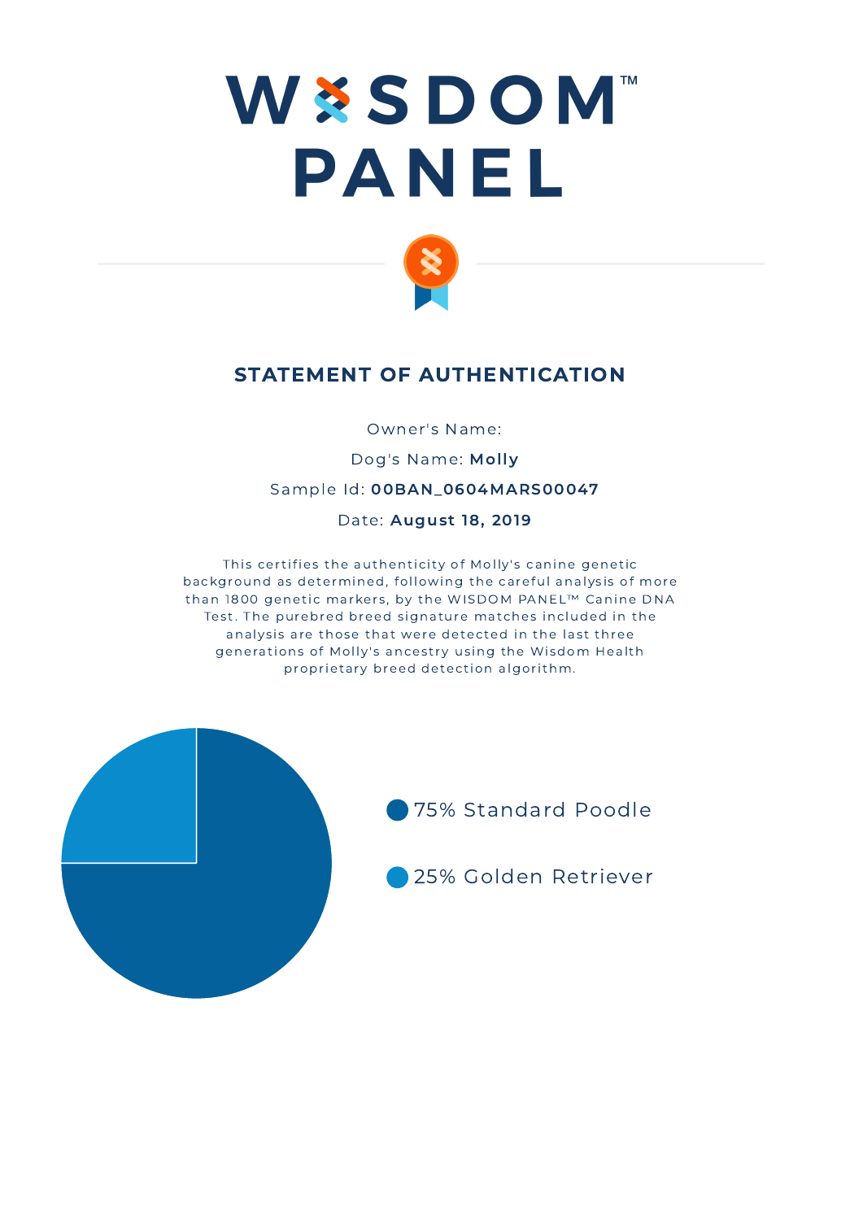# WISDOM™ PANEL

## STATEMENT OF AUTHENTICATION

Owner's Name:

Dog's Name: **Molly**

Sample Id: **00BAN_0604MARS00047**

Date: **August 18, 2019**

This certifies the authenticity of Molly's canine genetic background as determined, following the careful analysis of more than 1800 genetic markers, by the WISDOM PANEL™ Canine DNA Test. The purebred breed signature matches included in the analysis are those that were detected in the last three generations of Molly's ancestry using the Wisdom Health proprietary breed detection algorithm.

75% Standard Poodle

25% Golden Retriever